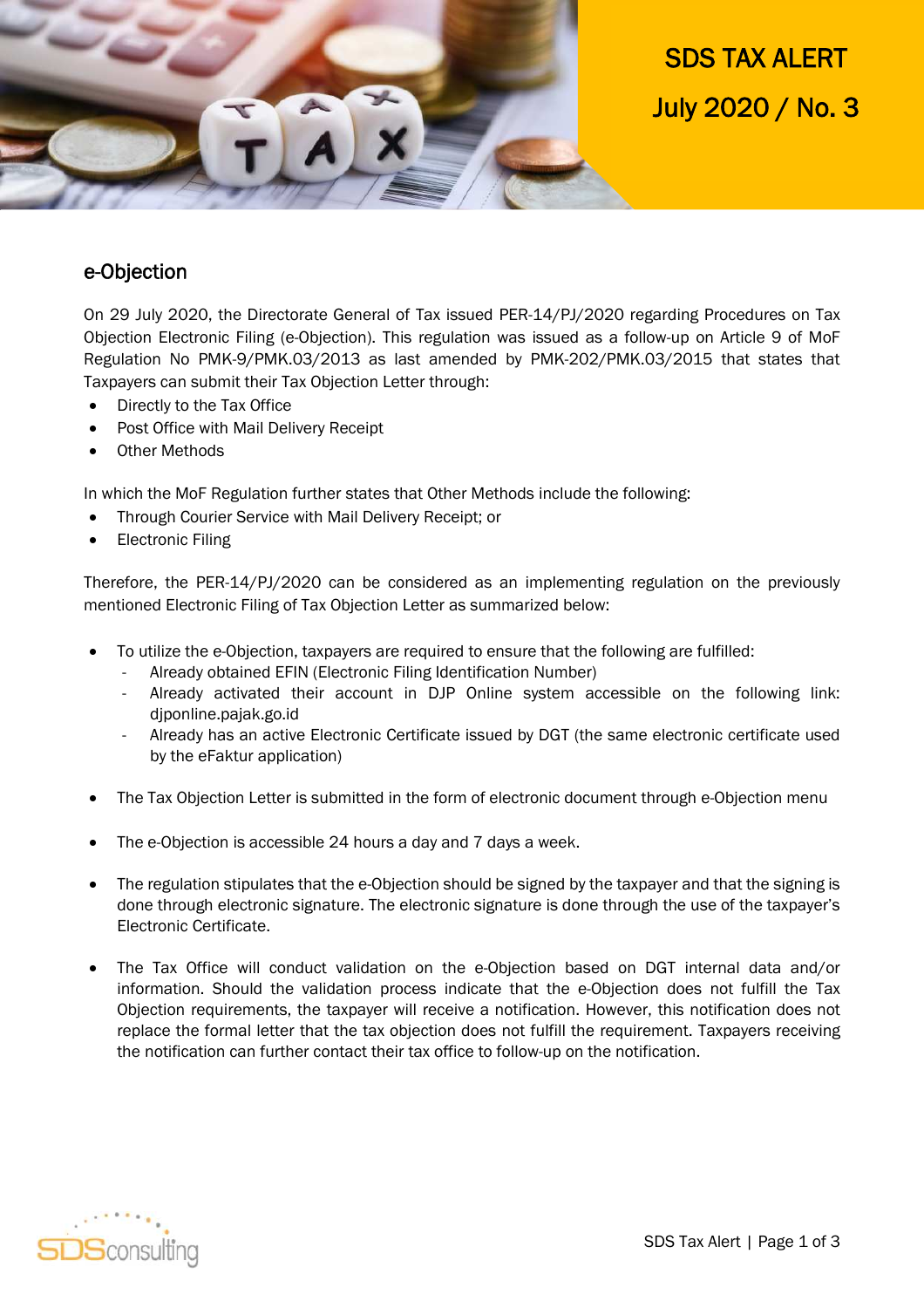SDS TAX ALERT

July 2020 / No. 3

## e-Objection

On 29 July 2020, the Directorate General of Tax issued PER-14/PJ/2020 regarding Procedures on Tax Objection Electronic Filing (e-Objection). This regulation was issued as a follow-up on Article 9 of MoF Regulation No PMK-9/PMK.03/2013 as last amended by PMK-202/PMK.03/2015 that states that Taxpayers can submit their Tax Objection Letter through:

- Directly to the Tax Office
- Post Office with Mail Delivery Receipt
- Other Methods

In which the MoF Regulation further states that Other Methods include the following:

- Through Courier Service with Mail Delivery Receipt; or
- Electronic Filing

Therefore, the PER-14/PJ/2020 can be considered as an implementing regulation on the previously mentioned Electronic Filing of Tax Objection Letter as summarized below:

- To utilize the e-Objection, taxpayers are required to ensure that the following are fulfilled:
  - Already obtained EFIN (Electronic Filing Identification Number)
  - Already activated their account in DJP Online system accessible on the following link: djponline.pajak.go.id
  - Already has an active Electronic Certificate issued by DGT (the same electronic certificate used by the eFaktur application)

- The Tax Objection Letter is submitted in the form of electronic document through e-Objection menu

- The e-Objection is accessible 24 hours a day and 7 days a week.

- The regulation stipulates that the e-Objection should be signed by the taxpayer and that the signing is done through electronic signature. The electronic signature is done through the use of the taxpayer's Electronic Certificate.

- The Tax Office will conduct validation on the e-Objection based on DGT internal data and/or information. Should the validation process indicate that the e-Objection does not fulfill the Tax Objection requirements, the taxpayer will receive a notification. However, this notification does not replace the formal letter that the tax objection does not fulfill the requirement. Taxpayers receiving the notification can further contact their tax office to follow-up on the notification.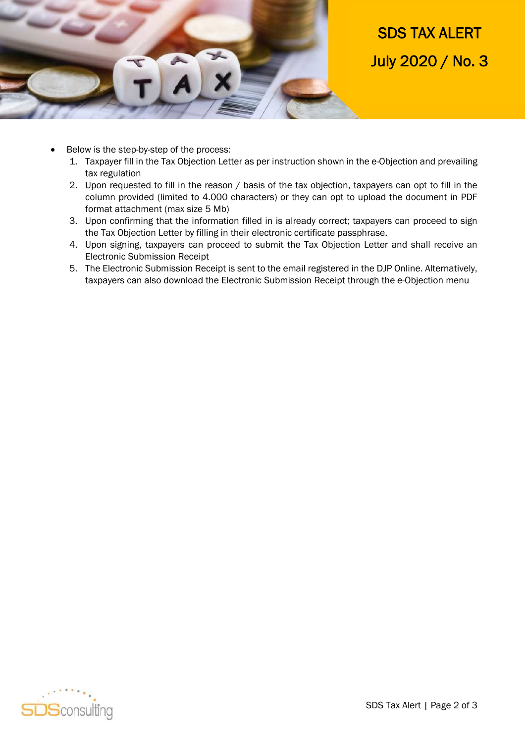- Below is the step-by-step of the process:
  1. Taxpayer fill in the Tax Objection Letter as per instruction shown in the e-Objection and prevailing tax regulation
  2. Upon requested to fill in the reason / basis of the tax objection, taxpayers can opt to fill in the column provided (limited to 4.000 characters) or they can opt to upload the document in PDF format attachment (max size 5 Mb)
  3. Upon confirming that the information filled in is already correct; taxpayers can proceed to sign the Tax Objection Letter by filling in their electronic certificate passphrase.
  4. Upon signing, taxpayers can proceed to submit the Tax Objection Letter and shall receive an Electronic Submission Receipt
  5. The Electronic Submission Receipt is sent to the email registered in the DJP Online. Alternatively, taxpayers can also download the Electronic Submission Receipt through the e-Objection menu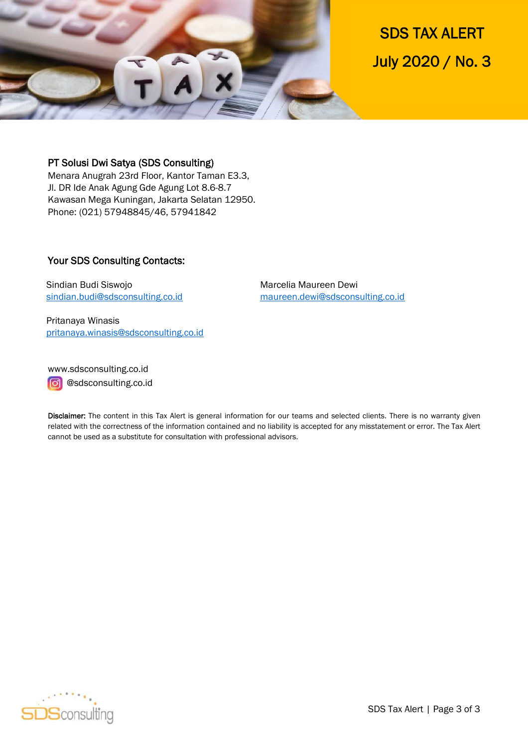# SDS TAX ALERT

## July 2020 / No. 3

**PT Solusi Dwi Satya (SDS Consulting)**
Menara Anugrah 23rd Floor, Kantor Taman E3.3,
Jl. DR Ide Anak Agung Gde Agung Lot 8.6-8.7
Kawasan Mega Kuningan, Jakarta Selatan 12950.
Phone: (021) 57948845/46, 57941842

**Your SDS Consulting Contacts:**

Sindian Budi Siswojo
sindian.budi@sdsconsulting.co.id

Marcelia Maureen Dewi
maureen.dewi@sdsconsulting.co.id

Pritanaya Winasis
pritanaya.winasis@sdsconsulting.co.id

www.sdsconsulting.co.id
@sdsconsulting.co.id

**Disclaimer:** The content in this Tax Alert is general information for our teams and selected clients. There is no warranty given related with the correctness of the information contained and no liability is accepted for any misstatement or error. The Tax Alert cannot be used as a substitute for consultation with professional advisors.